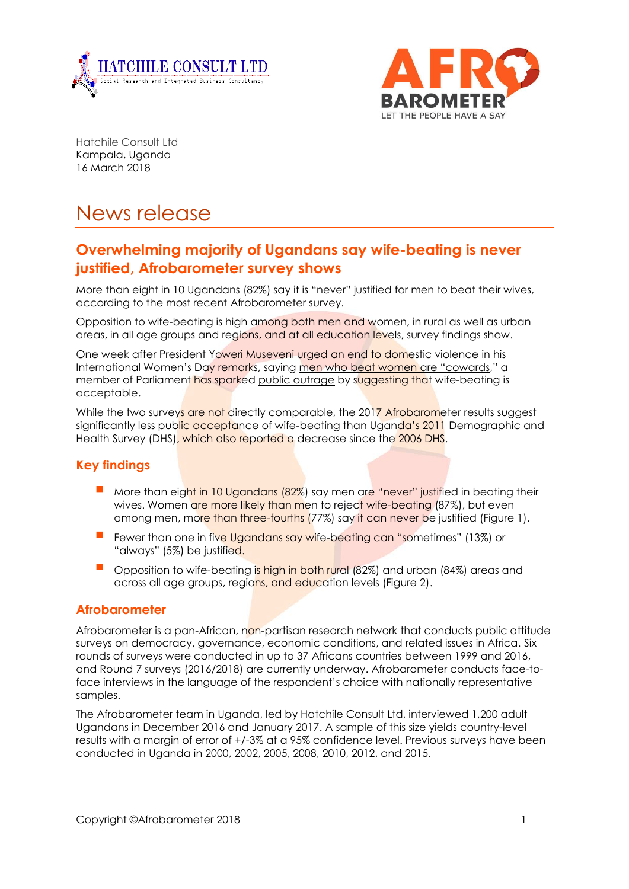Hatchile Consult Ltd
Kampala, Uganda
16 March 2018

# News release

## Overwhelming majority of Ugandans say wife-beating is never justified, Afrobarometer survey shows

More than eight in 10 Ugandans (82%) say it is "never" justified for men to beat their wives, according to the most recent Afrobarometer survey.

Opposition to wife-beating is high among both men and women, in rural as well as urban areas, in all age groups and regions, and at all education levels, survey findings show.

One week after President Yoweri Museveni urged an end to domestic violence in his International Women's Day remarks, saying men who beat women are "cowards," a member of Parliament has sparked public outrage by suggesting that wife-beating is acceptable.

While the two surveys are not directly comparable, the 2017 Afrobarometer results suggest significantly less public acceptance of wife-beating than Uganda's 2011 Demographic and Health Survey (DHS), which also reported a decrease since the 2006 DHS.

### Key findings

- More than eight in 10 Ugandans (82%) say men are "never" justified in beating their wives. Women are more likely than men to reject wife-beating (87%), but even among men, more than three-fourths (77%) say it can never be justified (Figure 1).
- Fewer than one in five Ugandans say wife-beating can "sometimes" (13%) or "always" (5%) be justified.
- Opposition to wife-beating is high in both rural (82%) and urban (84%) areas and across all age groups, regions, and education levels (Figure 2).

### Afrobarometer

Afrobarometer is a pan-African, non-partisan research network that conducts public attitude surveys on democracy, governance, economic conditions, and related issues in Africa. Six rounds of surveys were conducted in up to 37 Africans countries between 1999 and 2016, and Round 7 surveys (2016/2018) are currently underway. Afrobarometer conducts face-to-face interviews in the language of the respondent's choice with nationally representative samples.

The Afrobarometer team in Uganda, led by Hatchile Consult Ltd, interviewed 1,200 adult Ugandans in December 2016 and January 2017. A sample of this size yields country-level results with a margin of error of +/-3% at a 95% confidence level. Previous surveys have been conducted in Uganda in 2000, 2002, 2005, 2008, 2010, 2012, and 2015.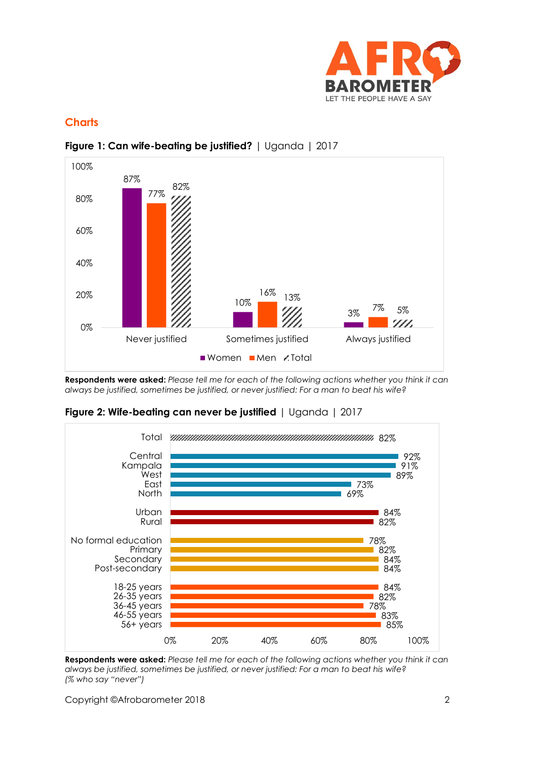## Charts

**Figure 1: Can wife-beating be justified?** | Uganda | 2017

| | Women | Men | Total |
|---|---|---|---|
| Never justified | 87% | 77% | 82% |
| Sometimes justified | 10% | 16% | 13% |
| Always justified | 3% | 7% | 5% |

**Respondents were asked:** *Please tell me for each of the following actions whether you think it can always be justified, sometimes be justified, or never justified: For a man to beat his wife?*

**Figure 2: Wife-beating can never be justified** | Uganda | 2017

| | % |
|---|---|
| Total | 82% |
| Central | 92% |
| Kampala | 91% |
| West | 89% |
| East | 73% |
| North | 69% |
| Urban | 84% |
| Rural | 82% |
| No formal education | 78% |
| Primary | 82% |
| Secondary | 84% |
| Post-secondary | 84% |
| 18-25 years | 84% |
| 26-35 years | 82% |
| 36-45 years | 78% |
| 46-55 years | 83% |
| 56+ years | 85% |

**Respondents were asked:** *Please tell me for each of the following actions whether you think it can always be justified, sometimes be justified, or never justified: For a man to beat his wife? (% who say "never")*

Copyright ©Afrobarometer 2018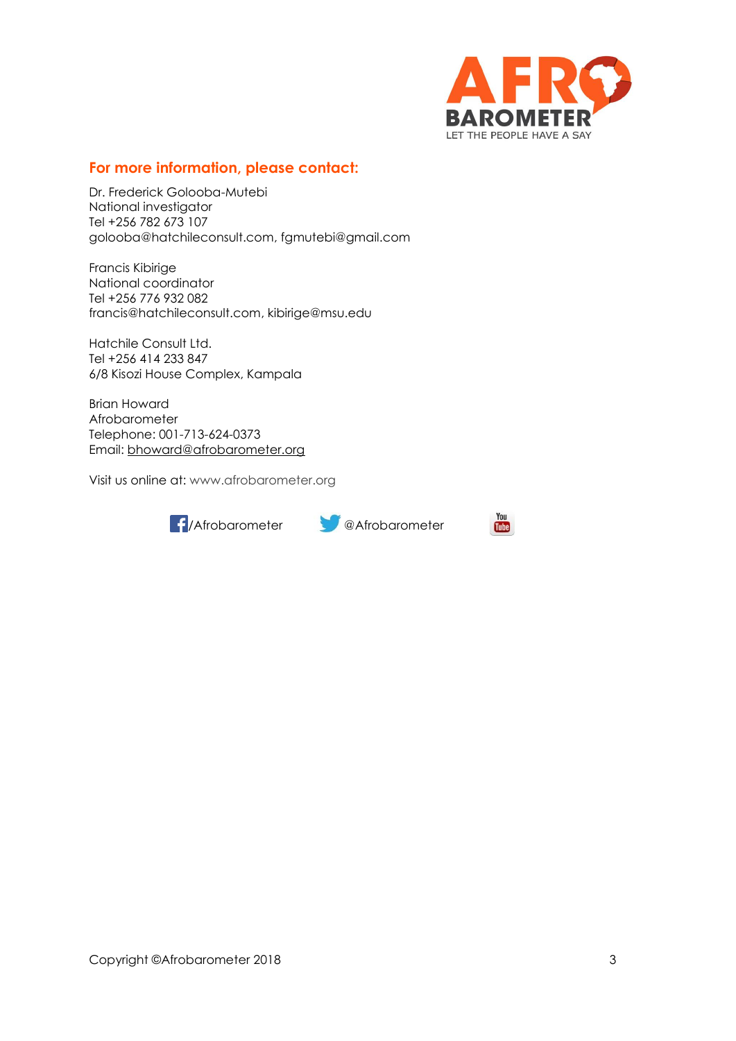## For more information, please contact:

Dr. Frederick Golooba-Mutebi
National investigator
Tel +256 782 673 107
golooba@hatchileconsult.com, fgmutebi@gmail.com

Francis Kibirige
National coordinator
Tel +256 776 932 082
francis@hatchileconsult.com, kibirige@msu.edu

Hatchile Consult Ltd.
Tel +256 414 233 847
6/8 Kisozi House Complex, Kampala

Brian Howard
Afrobarometer
Telephone: 001-713-624-0373
Email: bhoward@afrobarometer.org

Visit us online at: www.afrobarometer.org

/Afrobarometer @Afrobarometer

Copyright ©Afrobarometer 2018